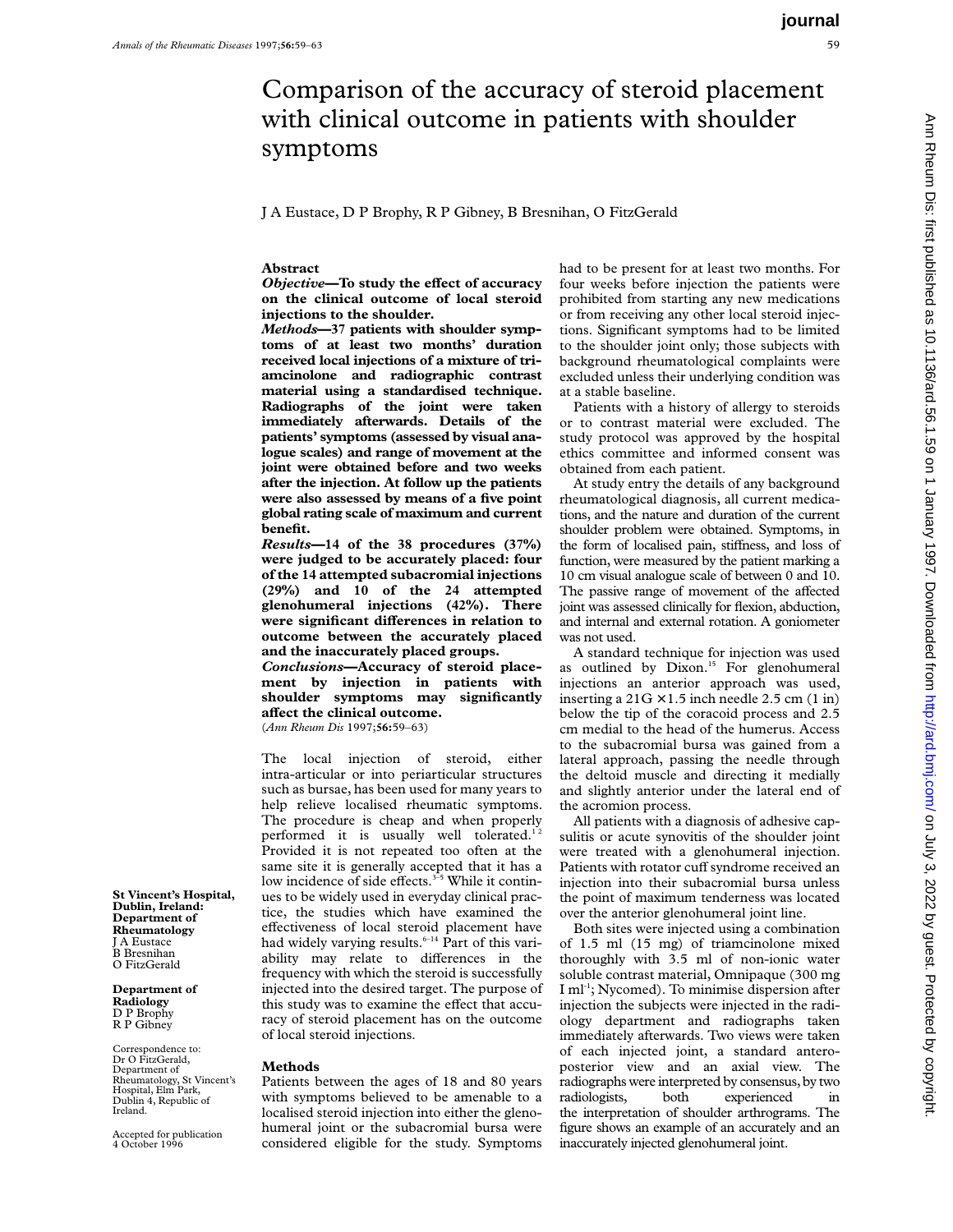# Comparison of the accuracy of steroid placement with clinical outcome in patients with shoulder symptoms

J A Eustace, D P Brophy, R P Gibney, B Bresnihan, O FitzGerald

St Vincent's Hospital, Dublin, Ireland: Department of Rheumatology
J A Eustace
B Bresnihan
O FitzGerald

Department of Radiology
D P Brophy
R P Gibney

Correspondence to: Dr O FitzGerald, Department of Rheumatology, St Vincent's Hospital, Elm Park, Dublin 4, Republic of Ireland.

Accepted for publication 4 October 1996

## Abstract

***Objective*—To study the effect of accuracy on the clinical outcome of local steroid injections to the shoulder.**

***Methods*—37 patients with shoulder symptoms of at least two months' duration received local injections of a mixture of triamcinolone and radiographic contrast material using a standardised technique. Radiographs of the joint were taken immediately afterwards. Details of the patients' symptoms (assessed by visual analogue scales) and range of movement at the joint were obtained before and two weeks after the injection. At follow up the patients were also assessed by means of a five point global rating scale of maximum and current benefit.**

***Results*—14 of the 38 procedures (37%) were judged to be accurately placed: four of the 14 attempted subacromial injections (29%) and 10 of the 24 attempted glenohumeral injections (42%). There were significant differences in relation to outcome between the accurately placed and the inaccurately placed groups.**

***Conclusions*—Accuracy of steroid placement by injection in patients with shoulder symptoms may significantly affect the clinical outcome.**

(*Ann Rheum Dis* 1997;**56:**59–63)

The local injection of steroid, either intra-articular or into periarticular structures such as bursae, has been used for many years to help relieve localised rheumatic symptoms. The procedure is cheap and when properly performed it is usually well tolerated.[1 2] Provided it is not repeated too often at the same site it is generally accepted that it has a low incidence of side effects.[3–5] While it continues to be widely used in everyday clinical practice, the studies which have examined the effectiveness of local steroid placement have had widely varying results.[6–14] Part of this variability may relate to differences in the frequency with which the steroid is successfully injected into the desired target. The purpose of this study was to examine the effect that accuracy of steroid placement has on the outcome of local steroid injections.

## Methods

Patients between the ages of 18 and 80 years with symptoms believed to be amenable to a localised steroid injection into either the glenohumeral joint or the subacromial bursa were considered eligible for the study. Symptoms had to be present for at least two months. For four weeks before injection the patients were prohibited from starting any new medications or from receiving any other local steroid injections. Significant symptoms had to be limited to the shoulder joint only; those subjects with background rheumatological complaints were excluded unless their underlying condition was at a stable baseline.

Patients with a history of allergy to steroids or to contrast material were excluded. The study protocol was approved by the hospital ethics committee and informed consent was obtained from each patient.

At study entry the details of any background rheumatological diagnosis, all current medications, and the nature and duration of the current shoulder problem were obtained. Symptoms, in the form of localised pain, stiffness, and loss of function, were measured by the patient marking a 10 cm visual analogue scale of between 0 and 10. The passive range of movement of the affected joint was assessed clinically for flexion, abduction, and internal and external rotation. A goniometer was not used.

A standard technique for injection was used as outlined by Dixon.[15] For glenohumeral injections an anterior approach was used, inserting a 21G × 1.5 inch needle 2.5 cm (1 in) below the tip of the coracoid process and 2.5 cm medial to the head of the humerus. Access to the subacromial bursa was gained from a lateral approach, passing the needle through the deltoid muscle and directing it medially and slightly anterior under the lateral end of the acromion process.

All patients with a diagnosis of adhesive capsulitis or acute synovitis of the shoulder joint were treated with a glenohumeral injection. Patients with rotator cuff syndrome received an injection into their subacromial bursa unless the point of maximum tenderness was located over the anterior glenohumeral joint line.

Both sites were injected using a combination of 1.5 ml (15 mg) of triamcinolone mixed thoroughly with 3.5 ml of non-ionic water soluble contrast material, Omnipaque (300 mg I ml$^{-1}$; Nycomed). To minimise dispersion after injection the subjects were injected in the radiology department and radiographs taken immediately afterwards. Two views were taken of each injected joint, a standard anteroposterior view and an axial view. The radiographs were interpreted by consensus, by two radiologists, both experienced in the interpretation of shoulder arthrograms. The figure shows an example of an accurately and an inaccurately injected glenohumeral joint.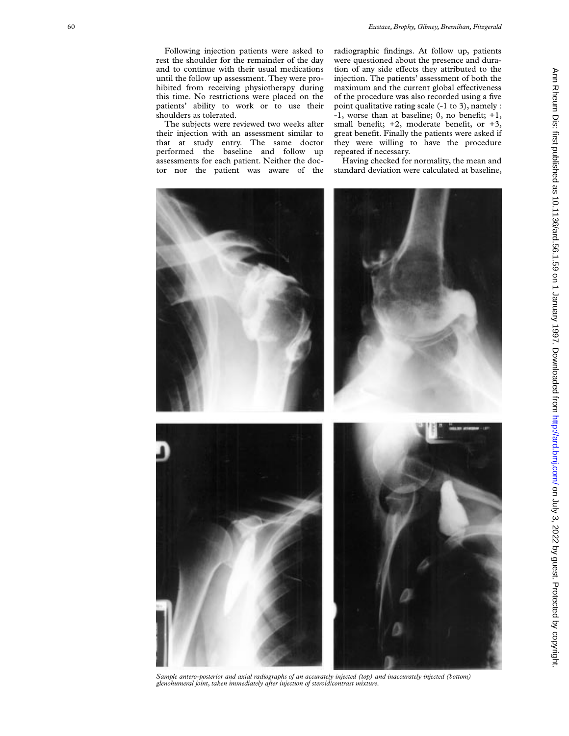Following injection patients were asked to rest the shoulder for the remainder of the day and to continue with their usual medications until the follow up assessment. They were prohibited from receiving physiotherapy during this time. No restrictions were placed on the patients' ability to work or to use their shoulders as tolerated.

The subjects were reviewed two weeks after their injection with an assessment similar to that at study entry. The same doctor performed the baseline and follow up assessments for each patient. Neither the doctor nor the patient was aware of the radiographic findings. At follow up, patients were questioned about the presence and duration of any side effects they attributed to the injection. The patients' assessment of both the maximum and the current global effectiveness of the procedure was also recorded using a five point qualitative rating scale (-1 to 3), namely : -1, worse than at baseline; 0, no benefit; +1, small benefit; +2, moderate benefit, or +3, great benefit. Finally the patients were asked if they were willing to have the procedure repeated if necessary.

Having checked for normality, the mean and standard deviation were calculated at baseline,

*Sample antero-posterior and axial radiographs of an accurately injected (top) and inaccurately injected (bottom) glenohumeral joint, taken immediately after injection of steroid/contrast mixture.*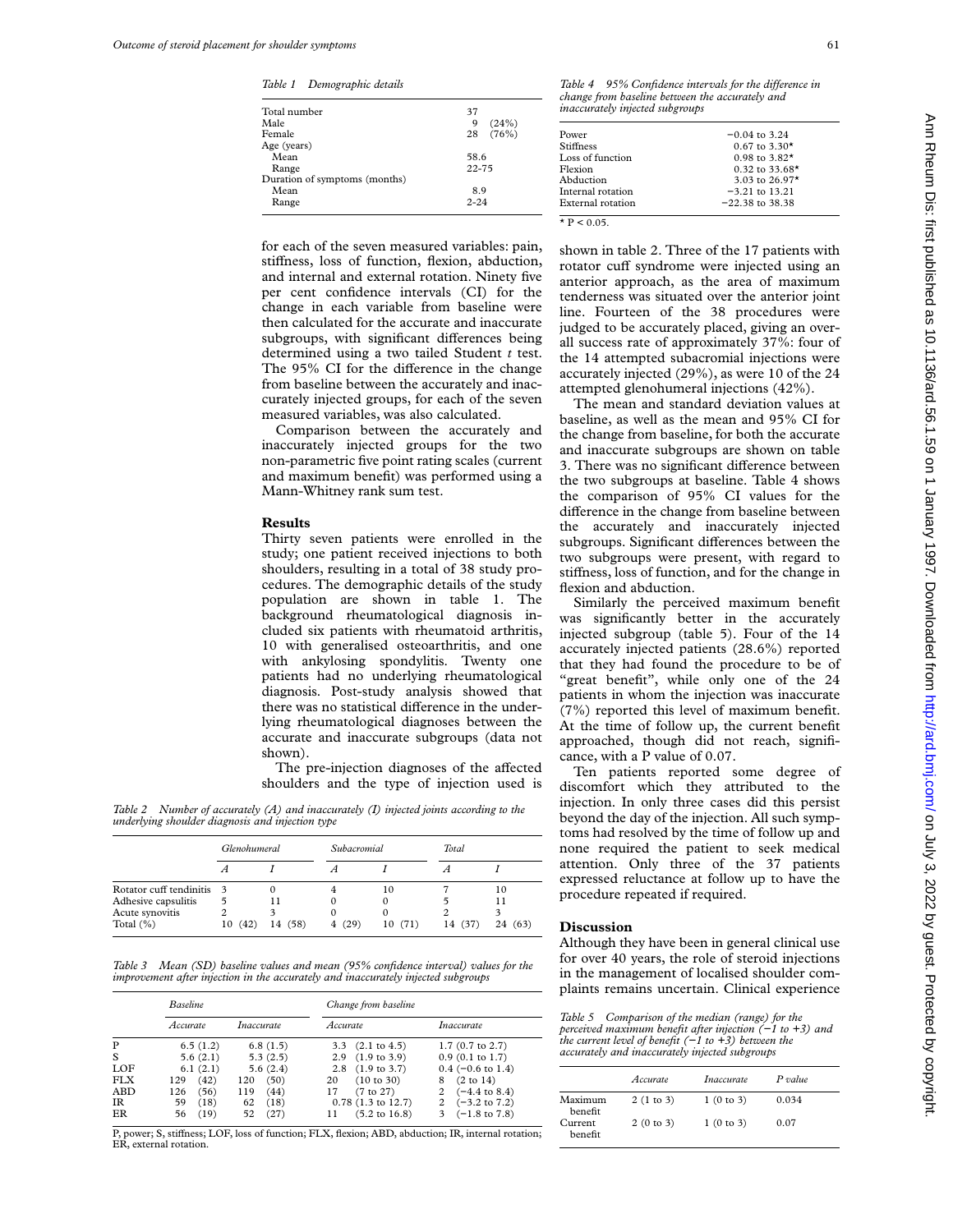*Table 1 Demographic details*

| | |
|---|---|
| Total number | 37 |
| Male | 9 (24%) |
| Female | 28 (76%) |
| Age (years) | |
| Mean | 58.6 |
| Range | 22-75 |
| Duration of symptoms (months) | |
| Mean | 8.9 |
| Range | 2-24 |

for each of the seven measured variables: pain, stiffness, loss of function, flexion, abduction, and internal and external rotation. Ninety five per cent confidence intervals (CI) for the change in each variable from baseline were then calculated for the accurate and inaccurate subgroups, with significant differences being determined using a two tailed Student *t* test. The 95% CI for the difference in the change from baseline between the accurately and inaccurately injected groups, for each of the seven measured variables, was also calculated.

Comparison between the accurately and inaccurately injected groups for the two non-parametric five point rating scales (current and maximum benefit) was performed using a Mann-Whitney rank sum test.

## Results

Thirty seven patients were enrolled in the study; one patient received injections to both shoulders, resulting in a total of 38 study procedures. The demographic details of the study population are shown in table 1. The background rheumatological diagnosis included six patients with rheumatoid arthritis, 10 with generalised osteoarthritis, and one with ankylosing spondylitis. Twenty one patients had no underlying rheumatological diagnosis. Post-study analysis showed that there was no statistical difference in the underlying rheumatological diagnoses between the accurate and inaccurate subgroups (data not shown).

The pre-injection diagnoses of the affected shoulders and the type of injection used is shown in table 2. Three of the 17 patients with rotator cuff syndrome were injected using an anterior approach, as the area of maximum tenderness was situated over the anterior joint line. Fourteen of the 38 procedures were judged to be accurately placed, giving an overall success rate of approximately 37%: four of the 14 attempted subacromial injections were accurately injected (29%), as were 10 of the 24 attempted glenohumeral injections (42%).

The mean and standard deviation values at baseline, as well as the mean and 95% CI for the change from baseline, for both the accurate and inaccurate subgroups are shown on table 3. There was no significant difference between the two subgroups at baseline. Table 4 shows the comparison of 95% CI values for the difference in the change from baseline between the accurately and inaccurately injected subgroups. Significant differences between the two subgroups were present, with regard to stiffness, loss of function, and for the change in flexion and abduction.

Similarly the perceived maximum benefit was significantly better in the accurately injected subgroup (table 5). Four of the 14 accurately injected patients (28.6%) reported that they had found the procedure to be of "great benefit", while only one of the 24 patients in whom the injection was inaccurate (7%) reported this level of maximum benefit. At the time of follow up, the current benefit approached, though did not reach, significance, with a P value of 0.07.

Ten patients reported some degree of discomfort which they attributed to the injection. In only three cases did this persist beyond the day of the injection. All such symptoms had resolved by the time of follow up and none required the patient to seek medical attention. Only three of the 37 patients expressed reluctance at follow up to have the procedure repeated if required.

*Table 2 Number of accurately (A) and inaccurately (I) injected joints according to the underlying shoulder diagnosis and injection type*

| | Glenohumeral | | Subacromial | | Total | |
|---|---|---|---|---|---|---|
| | A | I | A | I | A | I |
| Rotator cuff tendinitis | 3 | 0 | 4 | 10 | 7 | 10 |
| Adhesive capsulitis | 5 | 11 | 0 | 0 | 5 | 11 |
| Acute synovitis | 2 | 3 | 0 | 0 | 2 | 3 |
| Total (%) | 10 (42) | 14 (58) | 4 (29) | 10 (71) | 14 (37) | 24 (63) |

*Table 3 Mean (SD) baseline values and mean (95% confidence interval) values for the improvement after injection in the accurately and inaccurately injected subgroups*

| | Baseline | | Change from baseline | |
|---|---|---|---|---|
| | Accurate | Inaccurate | Accurate | Inaccurate |
| P | 6.5 (1.2) | 6.8 (1.5) | 3.3 (2.1 to 4.5) | 1.7 (0.7 to 2.7) |
| S | 5.6 (2.1) | 5.3 (2.5) | 2.9 (1.9 to 3.9) | 0.9 (0.1 to 1.7) |
| LOF | 6.1 (2.1) | 5.6 (2.4) | 2.8 (1.9 to 3.7) | 0.4 (−0.6 to 1.4) |
| FLX | 129 (42) | 120 (50) | 20 (10 to 30) | 8 (2 to 14) |
| ABD | 126 (56) | 119 (44) | 17 (7 to 27) | 2 (−4.4 to 8.4) |
| IR | 59 (18) | 62 (18) | 0.78 (1.3 to 12.7) | 2 (−3.2 to 7.2) |
| ER | 56 (19) | 52 (27) | 11 (5.2 to 16.8) | 3 (−1.8 to 7.8) |

P, power; S, stiffness; LOF, loss of function; FLX, flexion; ABD, abduction; IR, internal rotation; ER, external rotation.

*Table 4 95% Confidence intervals for the difference in change from baseline between the accurately and inaccurately injected subgroups*

| | |
|---|---|
| Power | −0.04 to 3.24 |
| Stiffness | 0.67 to 3.30* |
| Loss of function | 0.98 to 3.82* |
| Flexion | 0.32 to 33.68* |
| Abduction | 3.03 to 26.97* |
| Internal rotation | −3.21 to 13.21 |
| External rotation | −22.38 to 38.38 |

* $P < 0.05$.

*Table 5 Comparison of the median (range) for the perceived maximum benefit after injection (−1 to +3) and the current level of benefit (−1 to +3) between the accurately and inaccurately injected subgroups*

| | Accurate | Inaccurate | P value |
|---|---|---|---|
| Maximum benefit | 2 (1 to 3) | 1 (0 to 3) | 0.034 |
| Current benefit | 2 (0 to 3) | 1 (0 to 3) | 0.07 |

## Discussion

Although they have been in general clinical use for over 40 years, the role of steroid injections in the management of localised shoulder complaints remains uncertain. Clinical experience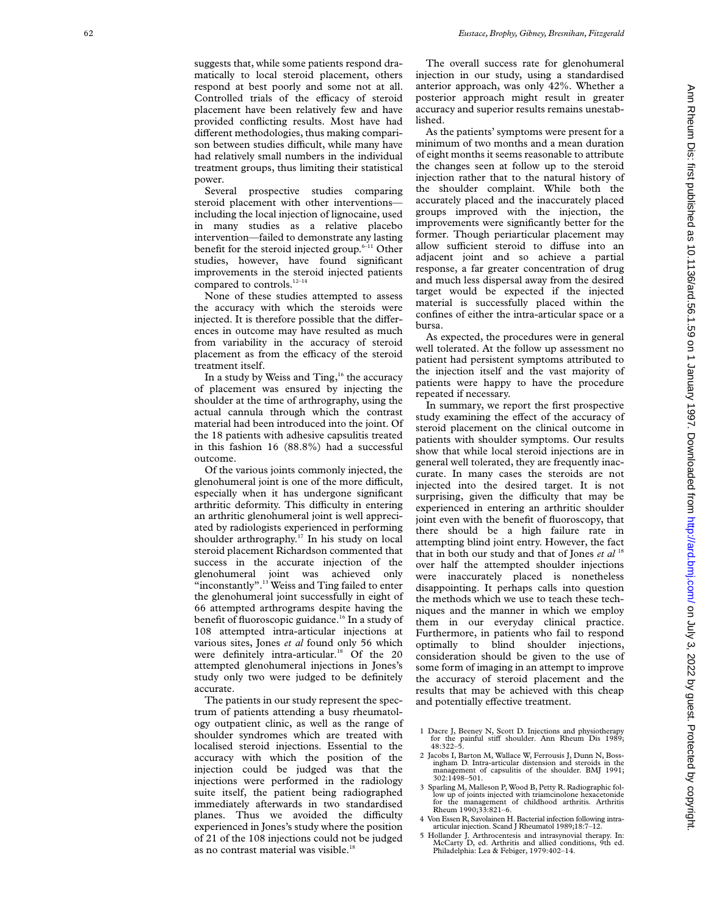suggests that, while some patients respond dramatically to local steroid placement, others respond at best poorly and some not at all. Controlled trials of the efficacy of steroid placement have been relatively few and have provided conflicting results. Most have had different methodologies, thus making comparison between studies difficult, while many have had relatively small numbers in the individual treatment groups, thus limiting their statistical power.

Several prospective studies comparing steroid placement with other interventions—including the local injection of lignocaine, used in many studies as a relative placebo intervention—failed to demonstrate any lasting benefit for the steroid injected group.[6–11] Other studies, however, have found significant improvements in the steroid injected patients compared to controls.[12–14]

None of these studies attempted to assess the accuracy with which the steroids were injected. It is therefore possible that the differences in outcome may have resulted as much from variability in the accuracy of steroid placement as from the efficacy of the steroid treatment itself.

In a study by Weiss and Ting,[16] the accuracy of placement was ensured by injecting the shoulder at the time of arthrography, using the actual cannula through which the contrast material had been introduced into the joint. Of the 18 patients with adhesive capsulitis treated in this fashion 16 (88.8%) had a successful outcome.

Of the various joints commonly injected, the glenohumeral joint is one of the more difficult, especially when it has undergone significant arthritic deformity. This difficulty in entering an arthritic glenohumeral joint is well appreciated by radiologists experienced in performing shoulder arthrography.[17] In his study on local steroid placement Richardson commented that success in the accurate injection of the glenohumeral joint was achieved only "inconstantly".[13] Weiss and Ting failed to enter the glenohumeral joint successfully in eight of 66 attempted arthrograms despite having the benefit of fluoroscopic guidance.[16] In a study of 108 attempted intra-articular injections at various sites, Jones *et al* found only 56 which were definitely intra-articular.[18] Of the 20 attempted glenohumeral injections in Jones's study only two were judged to be definitely accurate.

The patients in our study represent the spectrum of patients attending a busy rheumatology outpatient clinic, as well as the range of shoulder syndromes which are treated with localised steroid injections. Essential to the accuracy with which the position of the injection could be judged was that the injections were performed in the radiology suite itself, the patient being radiographed immediately afterwards in two standardised planes. Thus we avoided the difficulty experienced in Jones's study where the position of 21 of the 108 injections could not be judged as no contrast material was visible.[18]

The overall success rate for glenohumeral injection in our study, using a standardised anterior approach, was only 42%. Whether a posterior approach might result in greater accuracy and superior results remains unestablished.

As the patients' symptoms were present for a minimum of two months and a mean duration of eight months it seems reasonable to attribute the changes seen at follow up to the steroid injection rather that to the natural history of the shoulder complaint. While both the accurately placed and the inaccurately placed groups improved with the injection, the improvements were significantly better for the former. Though periarticular placement may allow sufficient steroid to diffuse into an adjacent joint and so achieve a partial response, a far greater concentration of drug and much less dispersal away from the desired target would be expected if the injected material is successfully placed within the confines of either the intra-articular space or a bursa.

As expected, the procedures were in general well tolerated. At the follow up assessment no patient had persistent symptoms attributed to the injection itself and the vast majority of patients were happy to have the procedure repeated if necessary.

In summary, we report the first prospective study examining the effect of the accuracy of steroid placement on the clinical outcome in patients with shoulder symptoms. Our results show that while local steroid injections are in general well tolerated, they are frequently inaccurate. In many cases the steroids are not injected into the desired target. It is not surprising, given the difficulty that may be experienced in entering an arthritic shoulder joint even with the benefit of fluoroscopy, that there should be a high failure rate in attempting blind joint entry. However, the fact that in both our study and that of Jones *et al* [18] over half the attempted shoulder injections were inaccurately placed is nonetheless disappointing. It perhaps calls into question the methods which we use to teach these techniques and the manner in which we employ them in our everyday clinical practice. Furthermore, in patients who fail to respond optimally to blind shoulder injections, consideration should be given to the use of some form of imaging in an attempt to improve the accuracy of steroid placement and the results that may be achieved with this cheap and potentially effective treatment.

1. Dacre J, Beeney N, Scott D. Injections and physiotherapy for the painful stiff shoulder. Ann Rheum Dis 1989; 48:322–5.
2. Jacobs I, Barton M, Wallace W, Ferrousis J, Dunn N, Bossingham D. Intra-articular distension and steroids in the management of capsulitis of the shoulder. BMJ 1991; 302:1498–501.
3. Sparling M, Malleson P, Wood B, Petty R. Radiographic follow up of joints injected with triamcinolone hexacetonide for the management of childhood arthritis. Arthritis Rheum 1990;33:821–6.
4. Von Essen R, Savolainen H. Bacterial infection following intra-articular injection. Scand J Rheumatol 1989;18:7–12.
5. Hollander J. Arthrocentesis and intrasynovial therapy. In: McCarty D, ed. Arthritis and allied conditions, 9th ed. Philadelphia: Lea & Febiger, 1979:402–14.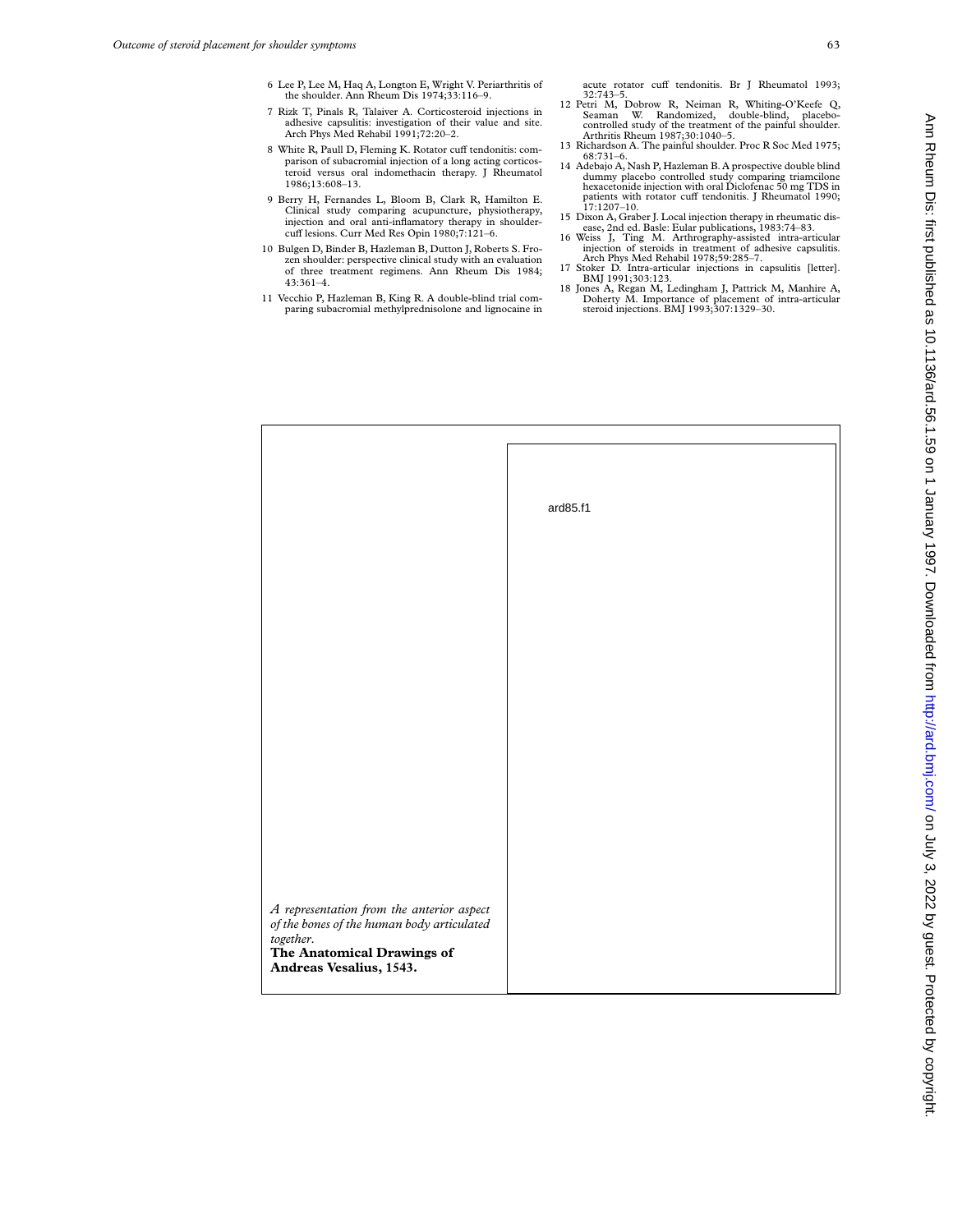6 Lee P, Lee M, Haq A, Longton E, Wright V. Periarthritis of the shoulder. Ann Rheum Dis 1974;33:116–9.

7 Rizk T, Pinals R, Talaiver A. Corticosteroid injections in adhesive capsulitis: investigation of their value and site. Arch Phys Med Rehabil 1991;72:20–2.

8 White R, Paull D, Fleming K. Rotator cuff tendonitis: comparison of subacromial injection of a long acting corticosteroid versus oral indomethacin therapy. J Rheumatol 1986;13:608–13.

9 Berry H, Fernandes L, Bloom B, Clark R, Hamilton E. Clinical study comparing acupuncture, physiotherapy, injection and oral anti-inflammatory therapy in shoulder-cuff lesions. Curr Med Res Opin 1980;7:121–6.

10 Bulgen D, Binder B, Hazleman B, Dutton J, Roberts S. Frozen shoulder: perspective clinical study with an evaluation of three treatment regimens. Ann Rheum Dis 1984; 43:361–4.

11 Vecchio P, Hazleman B, King R. A double-blind trial comparing subacromial methylprednisolone and lignocaine in acute rotator cuff tendonitis. Br J Rheumatol 1993; 32:743–5.

12 Petri M, Dobrow R, Neiman R, Whiting-O'Keefe Q, Seaman W. Randomized, double-blind, placebo-controlled study of the treatment of the painful shoulder. Arthritis Rheum 1987;30:1040–5.

13 Richardson A. The painful shoulder. Proc R Soc Med 1975; 68:731–6.

14 Adebajo A, Nash P, Hazleman B. A prospective double blind dummy placebo controlled study comparing triamcilone hexacetonide injection with oral Diclofenac 50 mg TDS in patients with rotator cuff tendonitis. J Rheumatol 1990; 17:1207–10.

15 Dixon A, Graber J. Local injection therapy in rheumatic disease, 2nd ed. Basle: Eular publications, 1983:74–83.

16 Weiss J, Ting M. Arthrography-assisted intra-articular injection of steroids in treatment of adhesive capsulitis. Arch Phys Med Rehabil 1978;59:285–7.

17 Stoker D. Intra-articular injections in capsulitis [letter]. BMJ 1991;303:123.

18 Jones A, Regan M, Ledingham J, Pattrick M, Manhire A, Doherty M. Importance of placement of intra-articular steroid injections. BMJ 1993;307:1329–30.

ard85.f1

*A representation from the anterior aspect of the bones of the human body articulated together.*

**The Anatomical Drawings of Andreas Vesalius, 1543.**